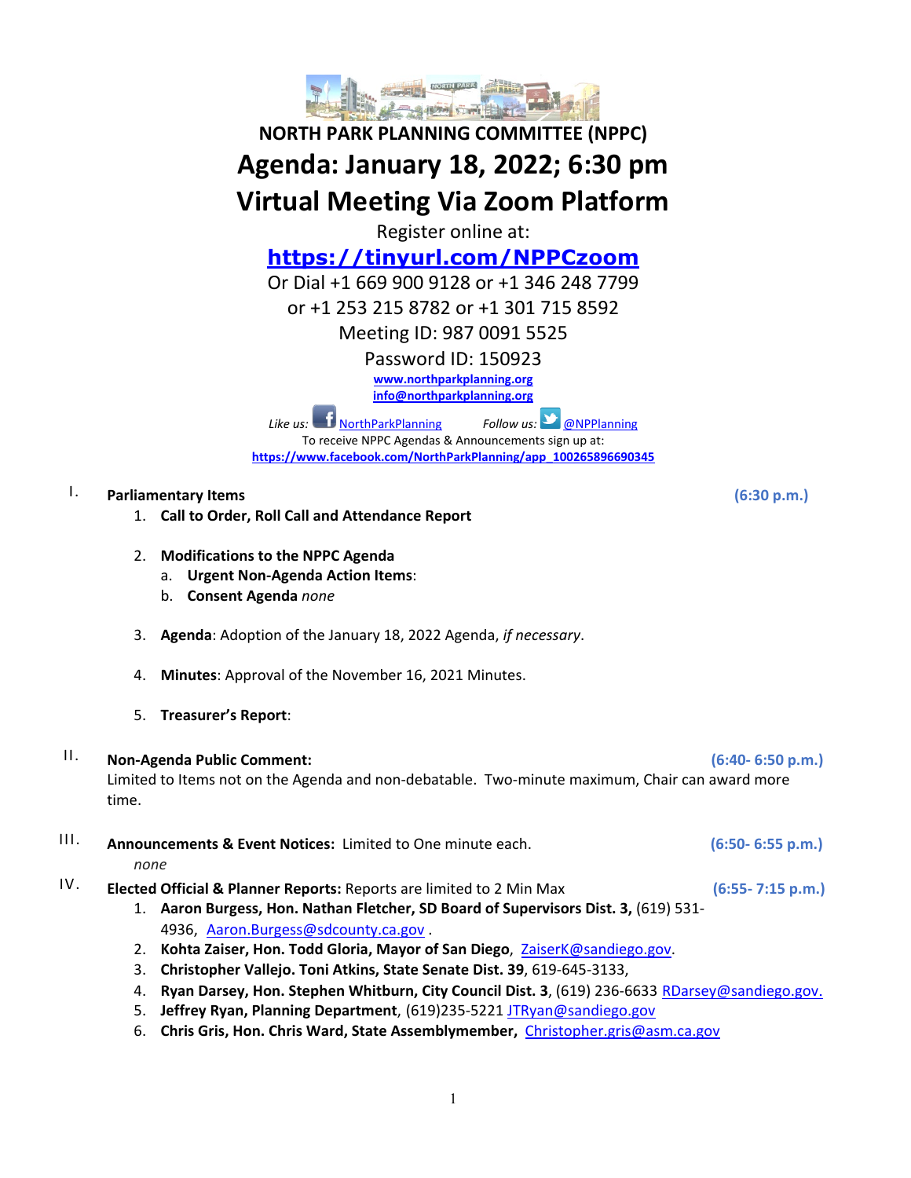# NORTH PARK PLANNING COMMITTEE (NPPC)

# Agenda: January 18, 2022; 6:30 pm

# Virtual Meeting Via Zoom Platform

Register online at:

**https://tinyurl.com/NPPCzoom**

Or Dial +1 669 900 9128 or +1 346 248 7799
or +1 253 215 8782 or +1 301 715 8592

Meeting ID: 987 0091 5525

Password ID: 150923

**www.northparkplanning.org**
**info@northparkplanning.org**

*Like us:* NorthParkPlanning *Follow us:* @NPPlanning

To receive NPPC Agendas & Announcements sign up at:
**https://www.facebook.com/NorthParkPlanning/app_100265896690345**

I. **Parliamentary Items** **(6:30 p.m.)**

1. **Call to Order, Roll Call and Attendance Report**

2. **Modifications to the NPPC Agenda**
   a. **Urgent Non-Agenda Action Items**:
   b. **Consent Agenda** *none*

3. **Agenda**: Adoption of the January 18, 2022 Agenda, *if necessary*.

4. **Minutes**: Approval of the November 16, 2021 Minutes.

5. **Treasurer's Report**:

II. **Non-Agenda Public Comment:** **(6:40- 6:50 p.m.)**
Limited to Items not on the Agenda and non-debatable. Two-minute maximum, Chair can award more time.

III. **Announcements & Event Notices:** Limited to One minute each. **(6:50- 6:55 p.m.)**
*none*

IV. **Elected Official & Planner Reports:** Reports are limited to 2 Min Max **(6:55- 7:15 p.m.)**

1. **Aaron Burgess, Hon. Nathan Fletcher, SD Board of Supervisors Dist. 3,** (619) 531-4936, Aaron.Burgess@sdcounty.ca.gov .
2. **Kohta Zaiser, Hon. Todd Gloria, Mayor of San Diego**, ZaiserK@sandiego.gov.
3. **Christopher Vallejo. Toni Atkins, State Senate Dist. 39**, 619-645-3133,
4. **Ryan Darsey, Hon. Stephen Whitburn, City Council Dist. 3**, (619) 236-6633 RDarsey@sandiego.gov.
5. **Jeffrey Ryan, Planning Department**, (619)235-5221 JTRyan@sandiego.gov
6. **Chris Gris, Hon. Chris Ward, State Assemblymember,** Christopher.gris@asm.ca.gov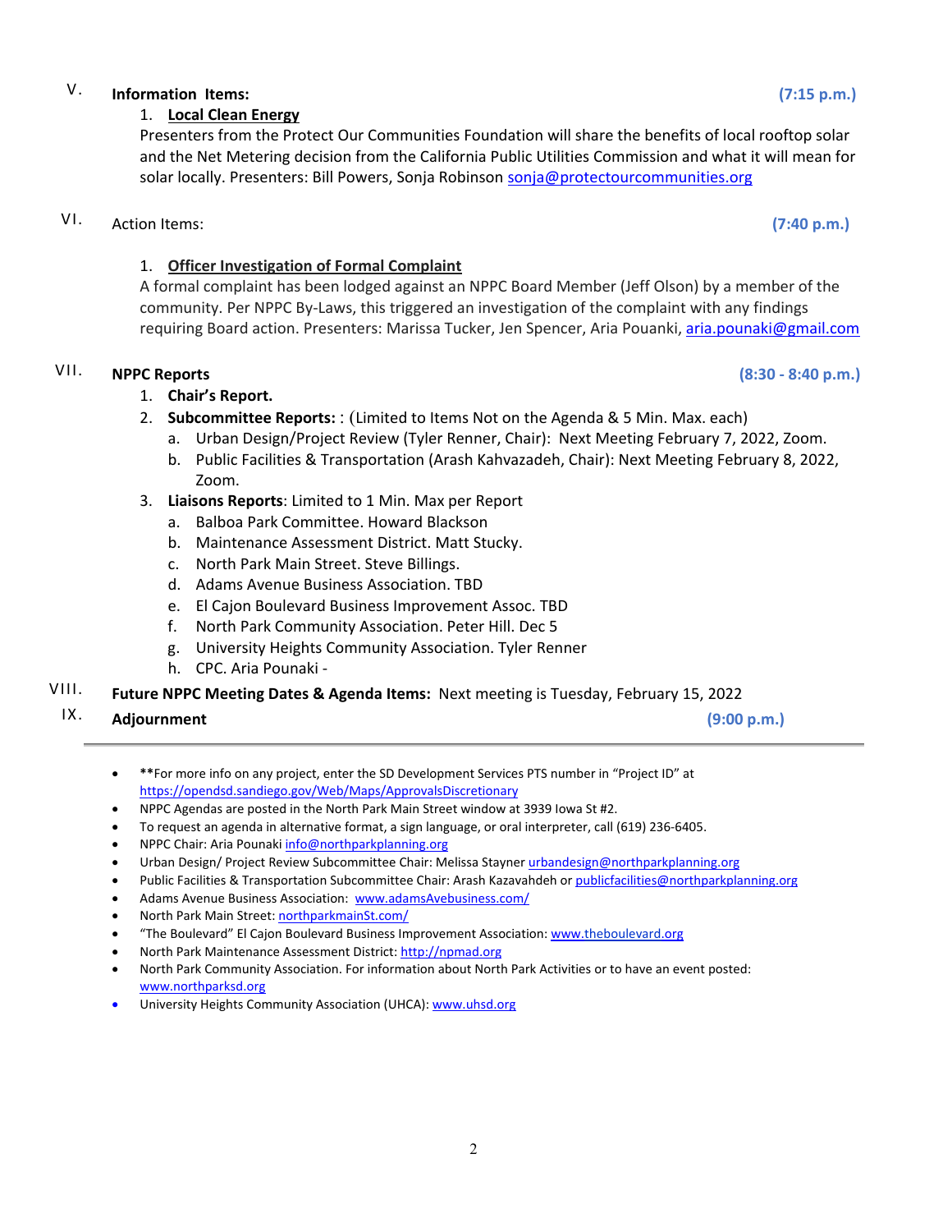## V. Information Items: (7:15 p.m.)

1. **Local Clean Energy**

   Presenters from the Protect Our Communities Foundation will share the benefits of local rooftop solar and the Net Metering decision from the California Public Utilities Commission and what it will mean for solar locally. Presenters: Bill Powers, Sonja Robinson sonja@protectourcommunities.org

## VI. Action Items: (7:40 p.m.)

1. **Officer Investigation of Formal Complaint**

   A formal complaint has been lodged against an NPPC Board Member (Jeff Olson) by a member of the community. Per NPPC By-Laws, this triggered an investigation of the complaint with any findings requiring Board action. Presenters: Marissa Tucker, Jen Spencer, Aria Pouanki, aria.pounaki@gmail.com

## VII. NPPC Reports (8:30 - 8:40 p.m.)

1. **Chair's Report.**
2. **Subcommittee Reports:** : (Limited to Items Not on the Agenda & 5 Min. Max. each)
   a. Urban Design/Project Review (Tyler Renner, Chair): Next Meeting February 7, 2022, Zoom.
   b. Public Facilities & Transportation (Arash Kahvazadeh, Chair): Next Meeting February 8, 2022, Zoom.
3. **Liaisons Reports**: Limited to 1 Min. Max per Report
   a. Balboa Park Committee. Howard Blackson
   b. Maintenance Assessment District. Matt Stucky.
   c. North Park Main Street. Steve Billings.
   d. Adams Avenue Business Association. TBD
   e. El Cajon Boulevard Business Improvement Assoc. TBD
   f. North Park Community Association. Peter Hill. Dec 5
   g. University Heights Community Association. Tyler Renner
   h. CPC. Aria Pounaki -

## VIII. Future NPPC Meeting Dates & Agenda Items: Next meeting is Tuesday, February 15, 2022

## IX. Adjournment (9:00 p.m.)

---

- **For more info on any project, enter the SD Development Services PTS number in "Project ID" at https://opendsd.sandiego.gov/Web/Maps/ApprovalsDiscretionary
- NPPC Agendas are posted in the North Park Main Street window at 3939 Iowa St #2.
- To request an agenda in alternative format, a sign language, or oral interpreter, call (619) 236-6405.
- NPPC Chair: Aria Pounaki info@northparkplanning.org
- Urban Design/ Project Review Subcommittee Chair: Melissa Stayner urbandesign@northparkplanning.org
- Public Facilities & Transportation Subcommittee Chair: Arash Kazavahdeh or publicfacilities@northparkplanning.org
- Adams Avenue Business Association: www.adamsAvebusiness.com/
- North Park Main Street: northparkmainSt.com/
- "The Boulevard" El Cajon Boulevard Business Improvement Association: www.theboulevard.org
- North Park Maintenance Assessment District: http://npmad.org
- North Park Community Association. For information about North Park Activities or to have an event posted: www.northparksd.org
- University Heights Community Association (UHCA): www.uhsd.org